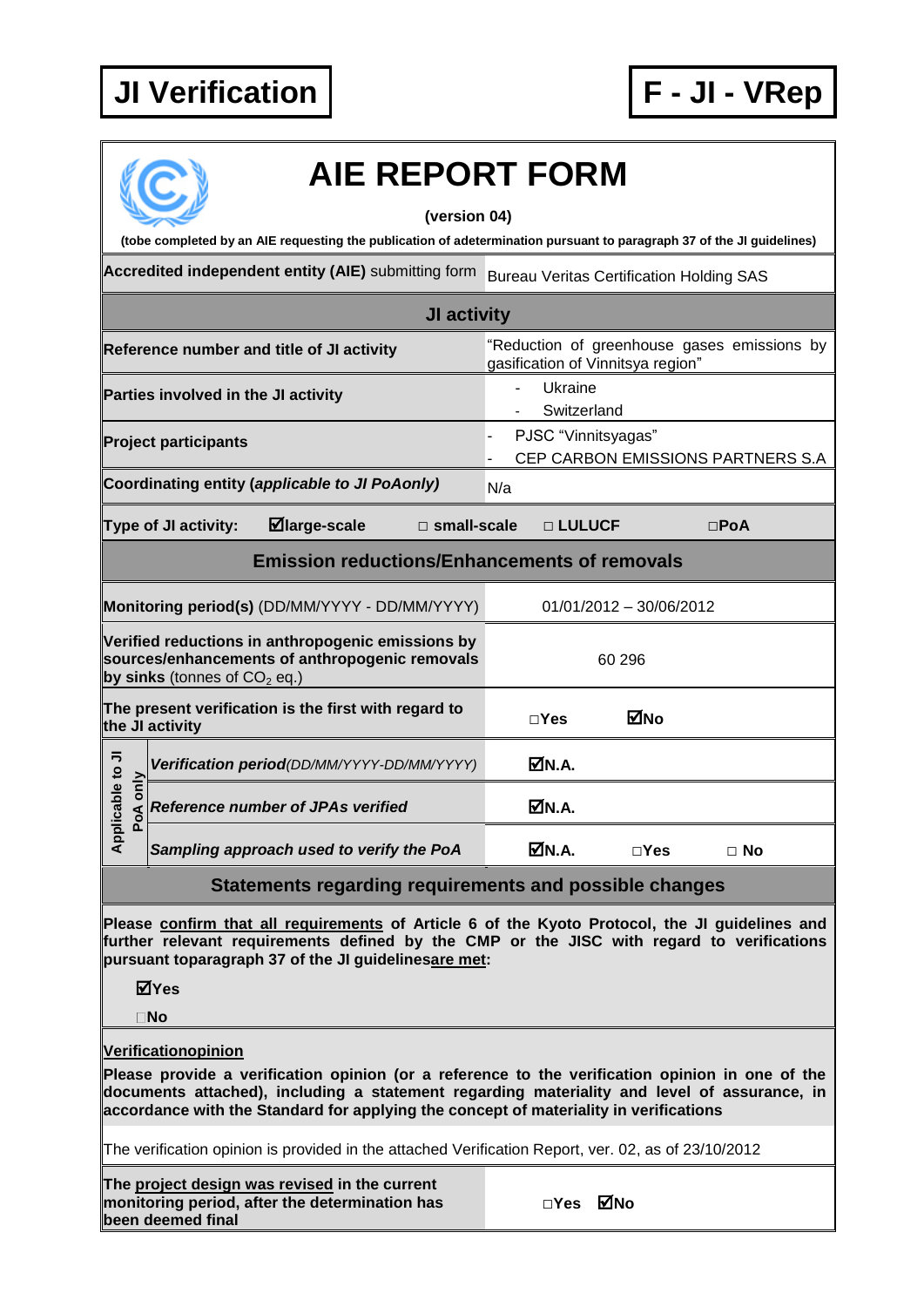**JI Verification** | **F - JI - VRep**

# AIE REPORT FORM

**(version 04)**

**(tobe completed by an AIE requesting the publication of adetermination pursuant to paragraph 37 of the JI guidelines)**

| **Accredited independent entity (AIE)** submitting form | Bureau Veritas Certification Holding SAS |
|---|---|
| **JI activity** | |
| **Reference number and title of JI activity** | "Reduction of greenhouse gases emissions by gasification of Vinnitsya region" |
| **Parties involved in the JI activity** | - Ukraine<br>- Switzerland |
| **Project participants** | - PJSC "Vinnitsyagas"<br>- CEP CARBON EMISSIONS PARTNERS S.A |
| **Coordinating entity (*applicable to JI PoAonly*)** | N/a |
| **Type of JI activity:** ☑ **large-scale** □ **small-scale** | □ **LULUCF** □ **PoA** |
| **Emission reductions/Enhancements of removals** | |
| **Monitoring period(s)** (DD/MM/YYYY - DD/MM/YYYY) | 01/01/2012 – 30/06/2012 |
| **Verified reductions in anthropogenic emissions by sources/enhancements of anthropogenic removals by sinks** (tonnes of $CO_2$ eq.) | 60 296 |
| **The present verification is the first with regard to the JI activity** | □ **Yes** ☑ **No** |
| *Applicable to JI PoA only:* ***Verification period****(DD/MM/YYYY-DD/MM/YYYY)* | ☑ **N.A.** |
| *Applicable to JI PoA only:* ***Reference number of JPAs verified*** | ☑ **N.A.** |
| *Applicable to JI PoA only:* ***Sampling approach used to verify the PoA*** | ☑ **N.A.** □ **Yes** □ **No** |

## Statements regarding requirements and possible changes

**Please confirm that all requirements of Article 6 of the Kyoto Protocol, the JI guidelines and further relevant requirements defined by the CMP or the JISC with regard to verifications pursuant toparagraph 37 of the JI guidelinesare met:**

☑ **Yes**

□ **No**

**Verificationopinion**

**Please provide a verification opinion (or a reference to the verification opinion in one of the documents attached), including a statement regarding materiality and level of assurance, in accordance with the Standard for applying the concept of materiality in verifications**

The verification opinion is provided in the attached Verification Report, ver. 02, as of 23/10/2012

| **The project design was revised in the current monitoring period, after the determination has been deemed final** | □ **Yes** ☑ **No** |
|---|---|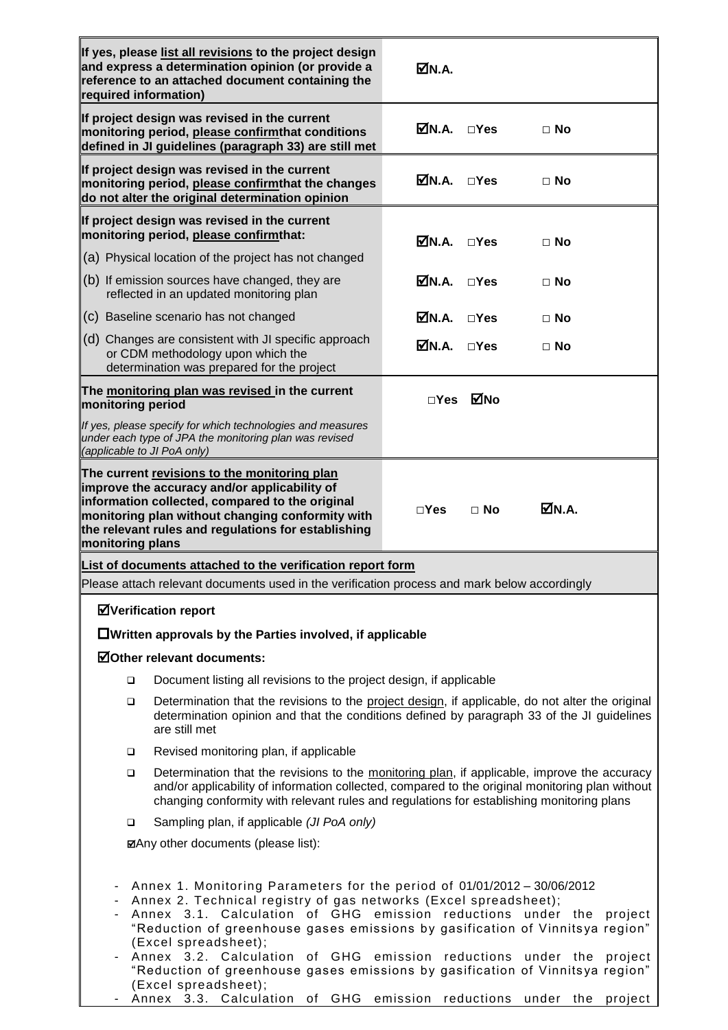| | | | |
|---|---|---|---|
| **If yes, please list all revisions to the project design and express a determination opinion (or provide a reference to an attached document containing the required information)** | ☑**N.A.** | | |
| **If project design was revised in the current monitoring period, please confirmthat conditions defined in JI guidelines (paragraph 33) are still met** | ☑**N.A.** | □**Yes** | □ **No** |
| **If project design was revised in the current monitoring period, please confirmthat the changes do not alter the original determination opinion** | ☑**N.A.** | □**Yes** | □ **No** |
| **If project design was revised in the current monitoring period, please confirmthat:** (a) Physical location of the project has not changed | ☑**N.A.** | □**Yes** | □ **No** |
| (b) If emission sources have changed, they are reflected in an updated monitoring plan | ☑**N.A.** | □**Yes** | □ **No** |
| (c) Baseline scenario has not changed | ☑**N.A.** | □**Yes** | □ **No** |
| (d) Changes are consistent with JI specific approach or CDM methodology upon which the determination was prepared for the project | ☑**N.A.** | □**Yes** | □ **No** |
| **The monitoring plan was revised in the current monitoring period** *If yes, please specify for which technologies and measures under each type of JPA the monitoring plan was revised (applicable to JI PoA only)* | □**Yes** | ☑**No** | |
| **The current revisions to the monitoring plan improve the accuracy and/or applicability of information collected, compared to the original monitoring plan without changing conformity with the relevant rules and regulations for establishing monitoring plans** | □**Yes** | □ **No** | ☑**N.A.** |

**List of documents attached to the verification report form**

Please attach relevant documents used in the verification process and mark below accordingly

☑**Verification report**

☐**Written approvals by the Parties involved, if applicable**

☑**Other relevant documents:**

- ☐ Document listing all revisions to the project design, if applicable
- ☐ Determination that the revisions to the project design, if applicable, do not alter the original determination opinion and that the conditions defined by paragraph 33 of the JI guidelines are still met
- ☐ Revised monitoring plan, if applicable
- ☐ Determination that the revisions to the monitoring plan, if applicable, improve the accuracy and/or applicability of information collected, compared to the original monitoring plan without changing conformity with relevant rules and regulations for establishing monitoring plans
- ☐ Sampling plan, if applicable *(JI PoA only)*

☑Any other documents (please list):

- Annex 1. Monitoring Parameters for the period of 01/01/2012 – 30/06/2012
- Annex 2. Technical registry of gas networks (Excel spreadsheet);
- Annex 3.1. Calculation of GHG emission reductions under the project "Reduction of greenhouse gases emissions by gasification of Vinnitsya region" (Excel spreadsheet);
- Annex 3.2. Calculation of GHG emission reductions under the project "Reduction of greenhouse gases emissions by gasification of Vinnitsya region" (Excel spreadsheet);
- Annex 3.3. Calculation of GHG emission reductions under the project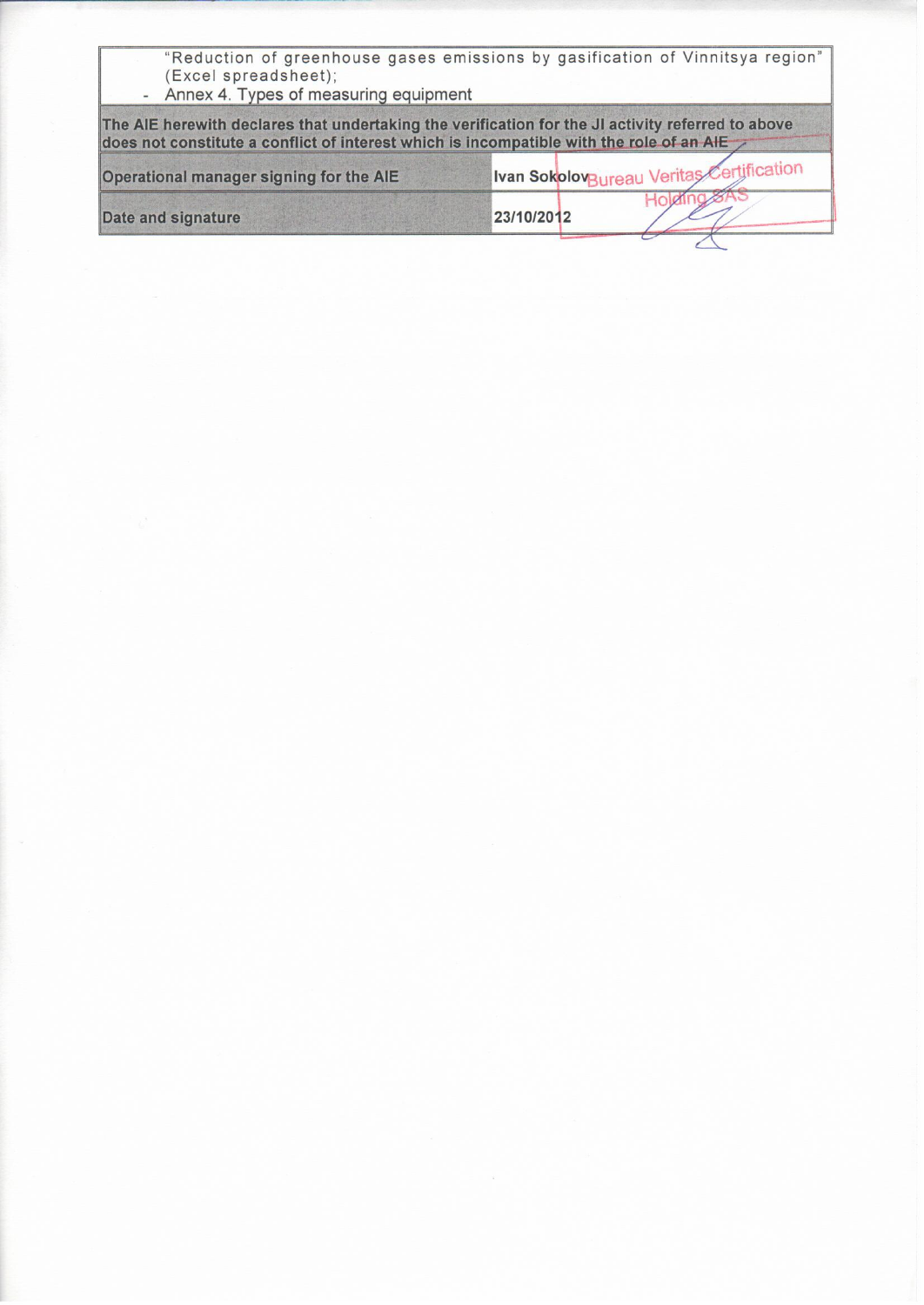| | |
|---|---|
| "Reduction of greenhouse gases emissions by gasification of Vinnitsya region" (Excel spreadsheet);<br>- Annex 4. Types of measuring equipment | |
| **The AIE herewith declares that undertaking the verification for the JI activity referred to above does not constitute a conflict of interest which is incompatible with the role of an AIE** | |
| **Operational manager signing for the AIE** | **Ivan Sokolov** Bureau Veritas Certification Holding SAS |
| **Date and signature** | **23/10/2012** |